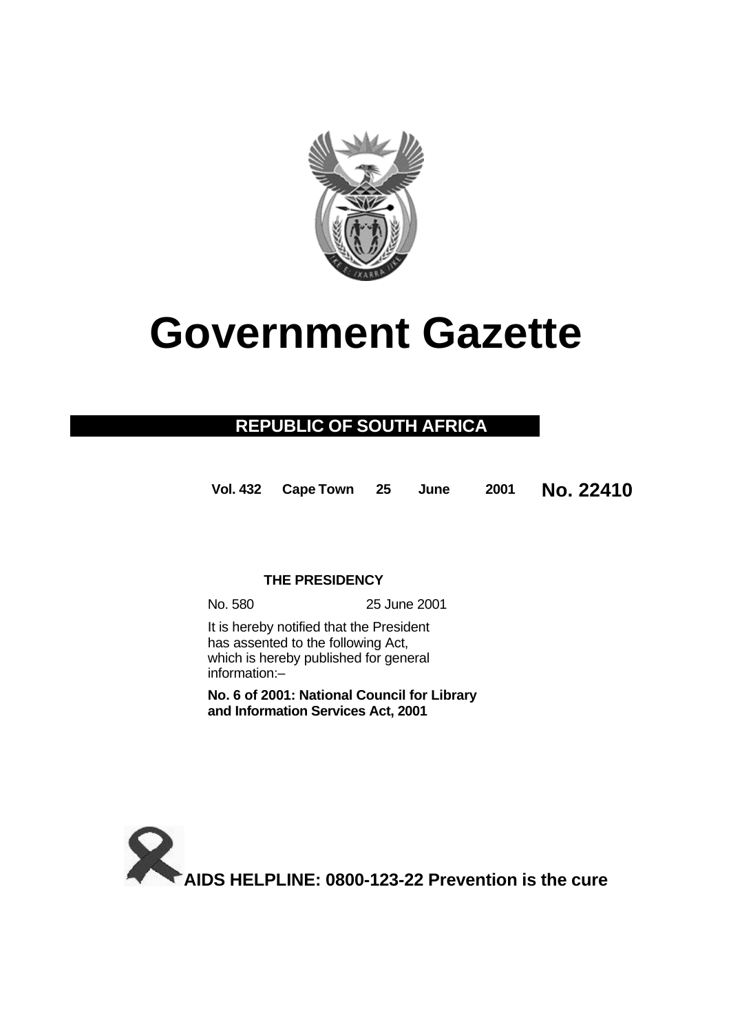# Government Gazette

## REPUBLIC OF SOUTH AFRICA

**Vol. 432 Cape Town 25 June 2001 No. 22410**

**THE PRESIDENCY**

No. 580 25 June 2001

It is hereby notified that the President has assented to the following Act, which is hereby published for general information:–

**No. 6 of 2001: National Council for Library and Information Services Act, 2001**

**AIDS HELPLINE: 0800-123-22 Prevention is the cure**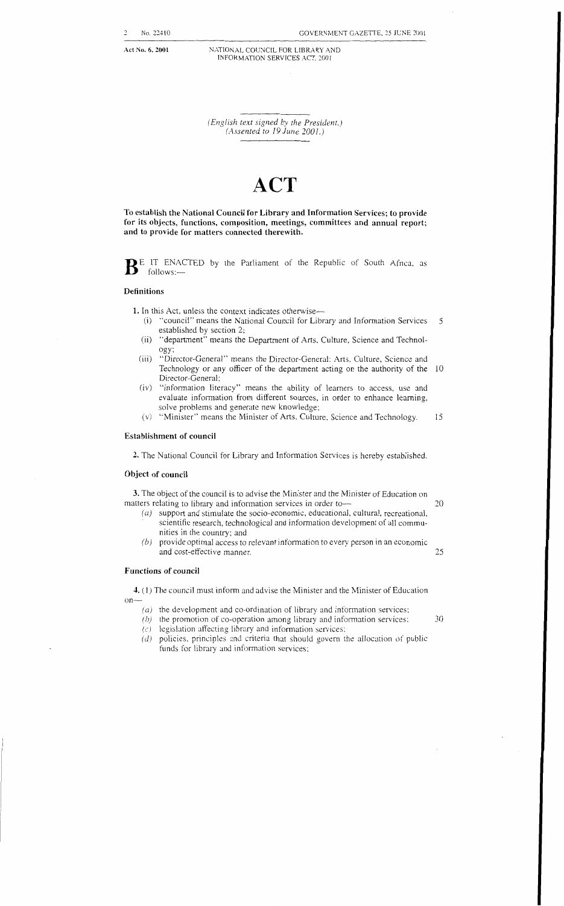Act No. 6, 2001

NATIONAL COUNCIL FOR LIBRARY AND INFORMATION SERVICES ACT, 2001

*(English text signed by the President.)*
*(Assented to 19 June 2001.)*

# ACT

**To establish the National Council for Library and Information Services; to provide for its objects, functions, composition, meetings, committees and annual report; and to provide for matters connected therewith.**

BE IT ENACTED by the Parliament of the Republic of South Africa, as follows:—

### Definitions

**1.** In this Act, unless the context indicates otherwise—

(i) "council" means the National Council for Library and Information Services established by section 2;

(ii) "department" means the Department of Arts, Culture, Science and Technology;

(iii) "Director-General" means the Director-General: Arts, Culture, Science and Technology or any officer of the department acting on the authority of the Director-General;

(iv) "information literacy" means the ability of learners to access, use and evaluate information from different sources, in order to enhance learning, solve problems and generate new knowledge;

(v) "Minister" means the Minister of Arts, Culture, Science and Technology.

### Establishment of council

**2.** The National Council for Library and Information Services is hereby established.

### Object of council

**3.** The object of the council is to advise the Minister and the Minister of Education on matters relating to library and information services in order to—

*(a)* support and stimulate the socio-economic, educational, cultural, recreational, scientific research, technological and information development of all communities in the country; and

*(b)* provide optimal access to relevant information to every person in an economic and cost-effective manner.

### Functions of council

**4.** (1) The council must inform and advise the Minister and the Minister of Education on—

*(a)* the development and co-ordination of library and information services;

*(b)* the promotion of co-operation among library and information services;

*(c)* legislation affecting library and information services;

*(d)* policies, principles and criteria that should govern the allocation of public funds for library and information services;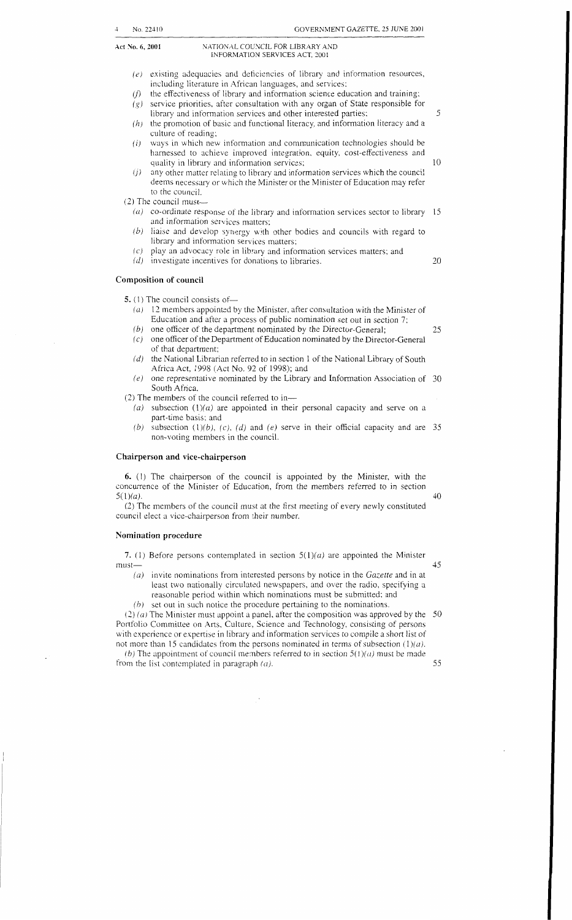(e) existing adequacies and deficiencies of library and information resources, including literature in African languages, and services;

(f) the effectiveness of library and information science education and training;

(g) service priorities, after consultation with any organ of State responsible for library and information services and other interested parties;

(h) the promotion of basic and functional literacy, and information literacy and a culture of reading;

(i) ways in which new information and communication technologies should be harnessed to achieve improved integration, equity, cost-effectiveness and quality in library and information services;

(j) any other matter relating to library and information services which the council deems necessary or which the Minister or the Minister of Education may refer to the council.

(2) The council must—

(a) co-ordinate response of the library and information services sector to library and information services matters;

(b) liaise and develop synergy with other bodies and councils with regard to library and information services matters;

(c) play an advocacy role in library and information services matters; and

(d) investigate incentives for donations to libraries.

### Composition of council

**5.** (1) The council consists of—

(a) 12 members appointed by the Minister, after consultation with the Minister of Education and after a process of public nomination set out in section 7;

(b) one officer of the department nominated by the Director-General;

(c) one officer of the Department of Education nominated by the Director-General of that department;

(d) the National Librarian referred to in section 1 of the National Library of South Africa Act, 1998 (Act No. 92 of 1998); and

(e) one representative nominated by the Library and Information Association of South Africa.

(2) The members of the council referred to in—

(a) subsection (1)(a) are appointed in their personal capacity and serve on a part-time basis; and

(b) subsection (1)(b), (c), (d) and (e) serve in their official capacity and are non-voting members in the council.

### Chairperson and vice-chairperson

**6.** (1) The chairperson of the council is appointed by the Minister, with the concurrence of the Minister of Education, from the members referred to in section 5(1)(a).

(2) The members of the council must at the first meeting of every newly constituted council elect a vice-chairperson from their number.

### Nomination procedure

**7.** (1) Before persons contemplated in section 5(1)(a) are appointed the Minister must—

(a) invite nominations from interested persons by notice in the *Gazette* and in at least two nationally circulated newspapers, and over the radio, specifying a reasonable period within which nominations must be submitted; and

(b) set out in such notice the procedure pertaining to the nominations.

(2) (a) The Minister must appoint a panel, after the composition was approved by the Portfolio Committee on Arts, Culture, Science and Technology, consisting of persons with experience or expertise in library and information services to compile a short list of not more than 15 candidates from the persons nominated in terms of subsection (1)(a).

(b) The appointment of council members referred to in section 5(1)(a) must be made from the list contemplated in paragraph (a).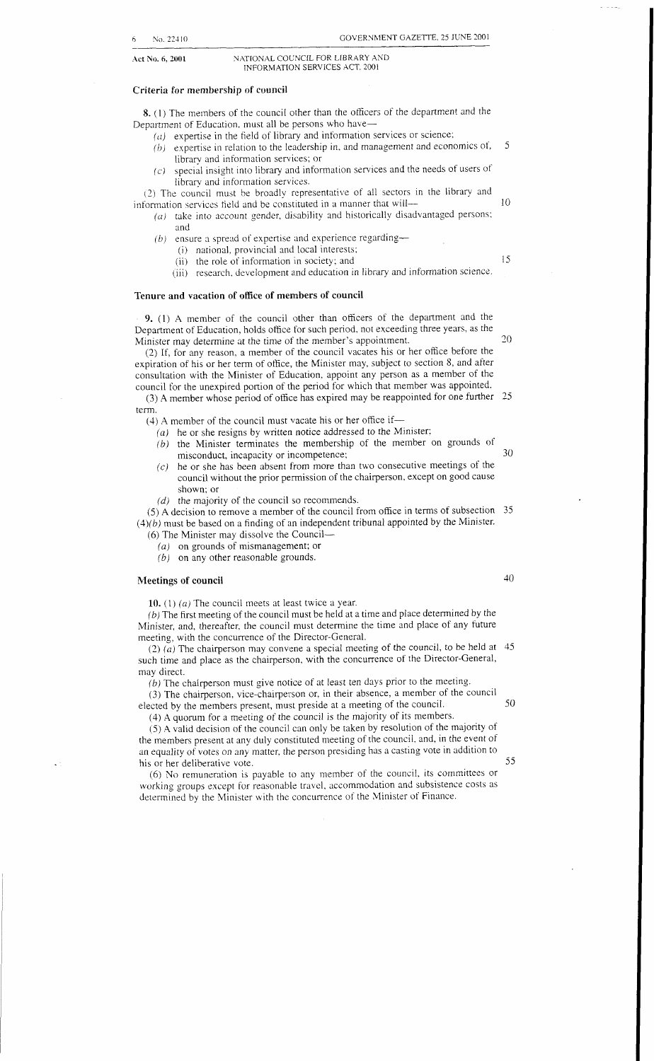### Criteria for membership of council

**8.** (1) The members of the council other than the officers of the department and the Department of Education, must all be persons who have—

- *(a)* expertise in the field of library and information services or science;
- *(b)* expertise in relation to the leadership in, and management and economics of, library and information services; or
- *(c)* special insight into library and information services and the needs of users of library and information services.

(2) The council must be broadly representative of all sectors in the library and information services field and be constituted in a manner that will—

- *(a)* take into account gender, disability and historically disadvantaged persons; and
- *(b)* ensure a spread of expertise and experience regarding—
  - (i) national, provincial and local interests;
  - (ii) the role of information in society; and
  - (iii) research, development and education in library and information science.

### Tenure and vacation of office of members of council

**9.** (1) A member of the council other than officers of the department and the Department of Education, holds office for such period, not exceeding three years, as the Minister may determine at the time of the member's appointment.

(2) If, for any reason, a member of the council vacates his or her office before the expiration of his or her term of office, the Minister may, subject to section 8, and after consultation with the Minister of Education, appoint any person as a member of the council for the unexpired portion of the period for which that member was appointed.

(3) A member whose period of office has expired may be reappointed for one further term.

(4) A member of the council must vacate his or her office if—

- *(a)* he or she resigns by written notice addressed to the Minister;
- *(b)* the Minister terminates the membership of the member on grounds of misconduct, incapacity or incompetence;
- *(c)* he or she has been absent from more than two consecutive meetings of the council without the prior permission of the chairperson, except on good cause shown; or
- *(d)* the majority of the council so recommends.

(5) A decision to remove a member of the council from office in terms of subsection (4)*(b)* must be based on a finding of an independent tribunal appointed by the Minister.

(6) The Minister may dissolve the Council—

- *(a)* on grounds of mismanagement; or
- *(b)* on any other reasonable grounds.

### Meetings of council

**10.** (1) *(a)* The council meets at least twice a year.

*(b)* The first meeting of the council must be held at a time and place determined by the Minister, and, thereafter, the council must determine the time and place of any future meeting, with the concurrence of the Director-General.

(2) *(a)* The chairperson may convene a special meeting of the council, to be held at such time and place as the chairperson, with the concurrence of the Director-General, may direct.

*(b)* The chairperson must give notice of at least ten days prior to the meeting.

(3) The chairperson, vice-chairperson or, in their absence, a member of the council elected by the members present, must preside at a meeting of the council.

(4) A quorum for a meeting of the council is the majority of its members.

(5) A valid decision of the council can only be taken by resolution of the majority of the members present at any duly constituted meeting of the council, and, in the event of an equality of votes on any matter, the person presiding has a casting vote in addition to his or her deliberative vote.

(6) No remuneration is payable to any member of the council, its committees or working groups except for reasonable travel, accommodation and subsistence costs as determined by the Minister with the concurrence of the Minister of Finance.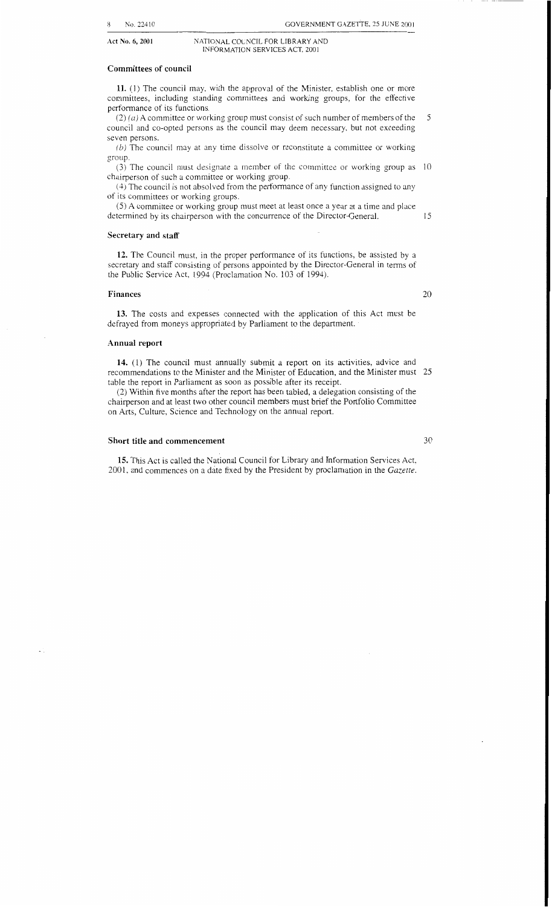## Committees of council

**11.** (1) The council may, with the approval of the Minister, establish one or more committees, including standing committees and working groups, for the effective performance of its functions.

(2) *(a)* A committee or working group must consist of such number of members of the council and co-opted persons as the council may deem necessary, but not exceeding seven persons.

*(b)* The council may at any time dissolve or reconstitute a committee or working group.

(3) The council must designate a member of the committee or working group as chairperson of such a committee or working group.

(4) The council is not absolved from the performance of any function assigned to any of its committees or working groups.

(5) A committee or working group must meet at least once a year at a time and place determined by its chairperson with the concurrence of the Director-General.

## Secretary and staff

**12.** The Council must, in the proper performance of its functions, be assisted by a secretary and staff consisting of persons appointed by the Director-General in terms of the Public Service Act, 1994 (Proclamation No. 103 of 1994).

## Finances

**13.** The costs and expenses connected with the application of this Act must be defrayed from moneys appropriated by Parliament to the department.

## Annual report

**14.** (1) The council must annually submit a report on its activities, advice and recommendations to the Minister and the Minister of Education, and the Minister must table the report in Parliament as soon as possible after its receipt.

(2) Within five months after the report has been tabled, a delegation consisting of the chairperson and at least two other council members must brief the Portfolio Committee on Arts, Culture, Science and Technology on the annual report.

## Short title and commencement

**15.** This Act is called the National Council for Library and Information Services Act, 2001, and commences on a date fixed by the President by proclamation in the *Gazette*.